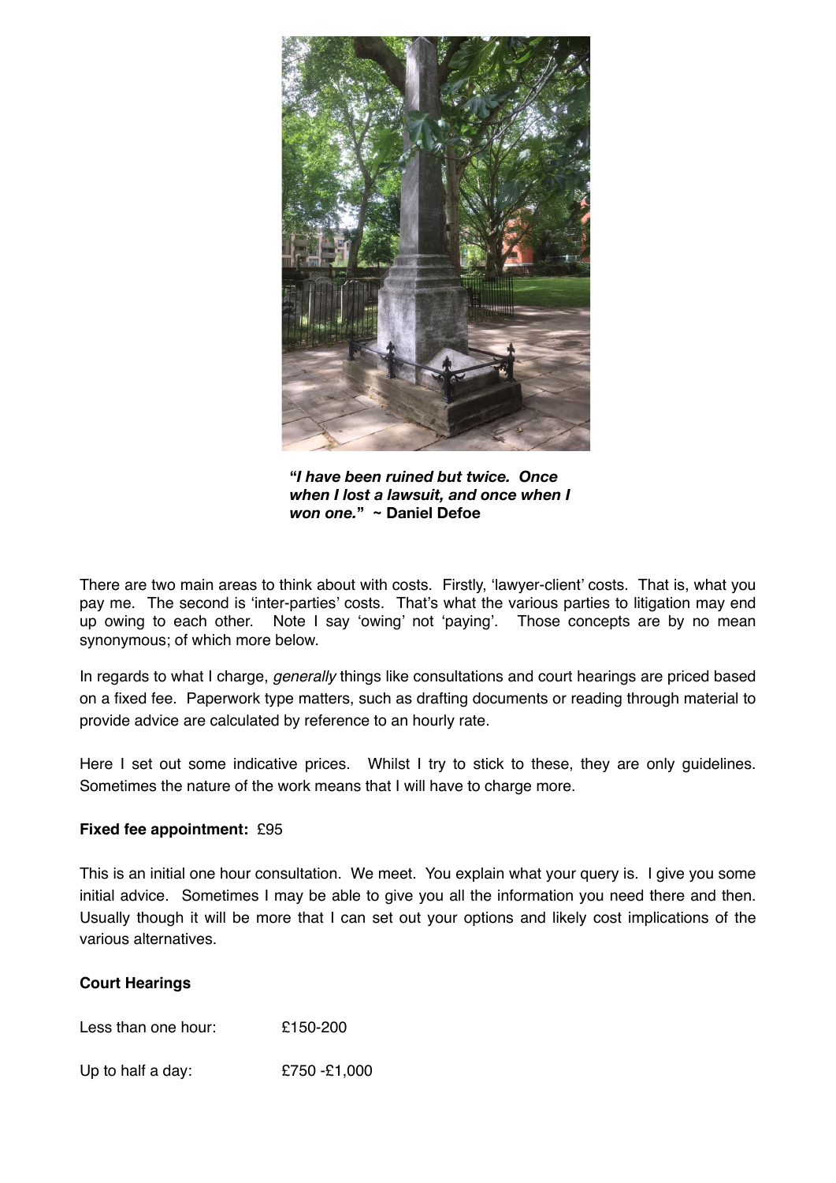***"I have been ruined but twice. Once when I lost a lawsuit, and once when I won one."* ~ Daniel Defoe**

There are two main areas to think about with costs. Firstly, 'lawyer-client' costs. That is, what you pay me. The second is 'inter-parties' costs. That's what the various parties to litigation may end up owing to each other. Note I say 'owing' not 'paying'. Those concepts are by no mean synonymous; of which more below.

In regards to what I charge, *generally* things like consultations and court hearings are priced based on a fixed fee. Paperwork type matters, such as drafting documents or reading through material to provide advice are calculated by reference to an hourly rate.

Here I set out some indicative prices. Whilst I try to stick to these, they are only guidelines. Sometimes the nature of the work means that I will have to charge more.

**Fixed fee appointment:** £95

This is an initial one hour consultation. We meet. You explain what your query is. I give you some initial advice. Sometimes I may be able to give you all the information you need there and then. Usually though it will be more that I can set out your options and likely cost implications of the various alternatives.

**Court Hearings**

Less than one hour: £150-200

Up to half a day: £750 -£1,000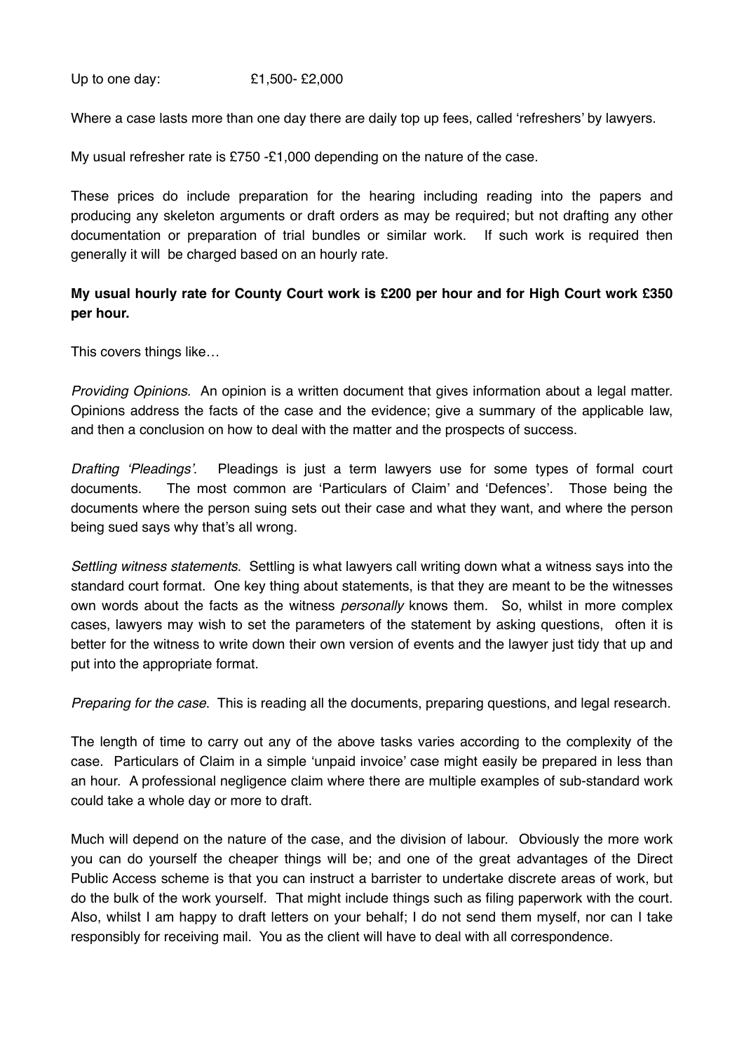Up to one day: £1,500- £2,000

Where a case lasts more than one day there are daily top up fees, called 'refreshers' by lawyers.

My usual refresher rate is £750 -£1,000 depending on the nature of the case.

These prices do include preparation for the hearing including reading into the papers and producing any skeleton arguments or draft orders as may be required; but not drafting any other documentation or preparation of trial bundles or similar work. If such work is required then generally it will be charged based on an hourly rate.

**My usual hourly rate for County Court work is £200 per hour and for High Court work £350 per hour.**

This covers things like…

*Providing Opinions.* An opinion is a written document that gives information about a legal matter. Opinions address the facts of the case and the evidence; give a summary of the applicable law, and then a conclusion on how to deal with the matter and the prospects of success.

*Drafting 'Pleadings'.* Pleadings is just a term lawyers use for some types of formal court documents. The most common are 'Particulars of Claim' and 'Defences'. Those being the documents where the person suing sets out their case and what they want, and where the person being sued says why that's all wrong.

*Settling witness statements.* Settling is what lawyers call writing down what a witness says into the standard court format. One key thing about statements, is that they are meant to be the witnesses own words about the facts as the witness *personally* knows them. So, whilst in more complex cases, lawyers may wish to set the parameters of the statement by asking questions, often it is better for the witness to write down their own version of events and the lawyer just tidy that up and put into the appropriate format.

*Preparing for the case.* This is reading all the documents, preparing questions, and legal research.

The length of time to carry out any of the above tasks varies according to the complexity of the case. Particulars of Claim in a simple 'unpaid invoice' case might easily be prepared in less than an hour. A professional negligence claim where there are multiple examples of sub-standard work could take a whole day or more to draft.

Much will depend on the nature of the case, and the division of labour. Obviously the more work you can do yourself the cheaper things will be; and one of the great advantages of the Direct Public Access scheme is that you can instruct a barrister to undertake discrete areas of work, but do the bulk of the work yourself. That might include things such as filing paperwork with the court. Also, whilst I am happy to draft letters on your behalf; I do not send them myself, nor can I take responsibly for receiving mail. You as the client will have to deal with all correspondence.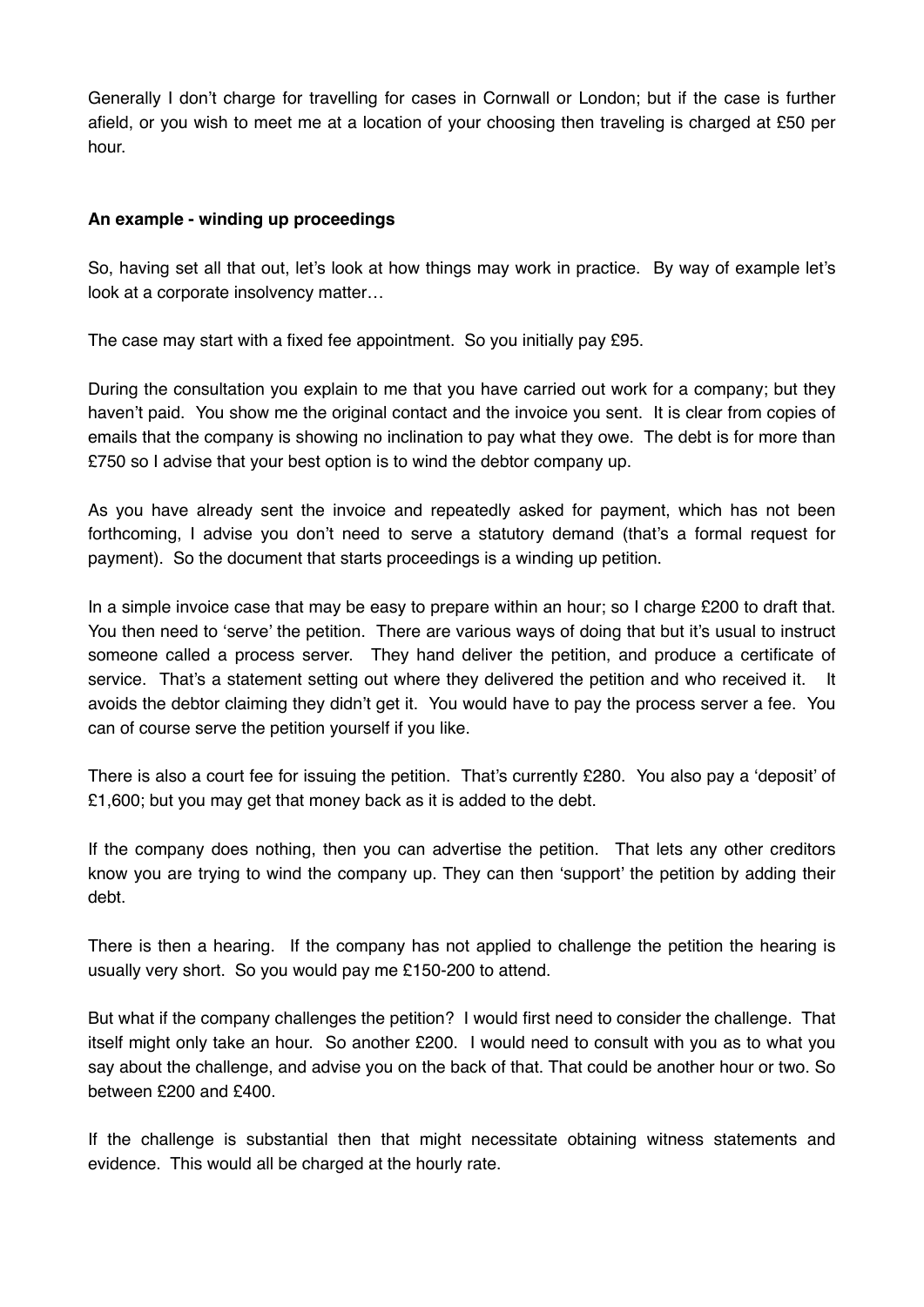Generally I don't charge for travelling for cases in Cornwall or London; but if the case is further afield, or you wish to meet me at a location of your choosing then traveling is charged at £50 per hour.

**An example - winding up proceedings**

So, having set all that out, let's look at how things may work in practice. By way of example let's look at a corporate insolvency matter…

The case may start with a fixed fee appointment. So you initially pay £95.

During the consultation you explain to me that you have carried out work for a company; but they haven't paid. You show me the original contact and the invoice you sent. It is clear from copies of emails that the company is showing no inclination to pay what they owe. The debt is for more than £750 so I advise that your best option is to wind the debtor company up.

As you have already sent the invoice and repeatedly asked for payment, which has not been forthcoming, I advise you don't need to serve a statutory demand (that's a formal request for payment). So the document that starts proceedings is a winding up petition.

In a simple invoice case that may be easy to prepare within an hour; so I charge £200 to draft that. You then need to 'serve' the petition. There are various ways of doing that but it's usual to instruct someone called a process server. They hand deliver the petition, and produce a certificate of service. That's a statement setting out where they delivered the petition and who received it. It avoids the debtor claiming they didn't get it. You would have to pay the process server a fee. You can of course serve the petition yourself if you like.

There is also a court fee for issuing the petition. That's currently £280. You also pay a 'deposit' of £1,600; but you may get that money back as it is added to the debt.

If the company does nothing, then you can advertise the petition. That lets any other creditors know you are trying to wind the company up. They can then 'support' the petition by adding their debt.

There is then a hearing. If the company has not applied to challenge the petition the hearing is usually very short. So you would pay me £150-200 to attend.

But what if the company challenges the petition? I would first need to consider the challenge. That itself might only take an hour. So another £200. I would need to consult with you as to what you say about the challenge, and advise you on the back of that. That could be another hour or two. So between £200 and £400.

If the challenge is substantial then that might necessitate obtaining witness statements and evidence. This would all be charged at the hourly rate.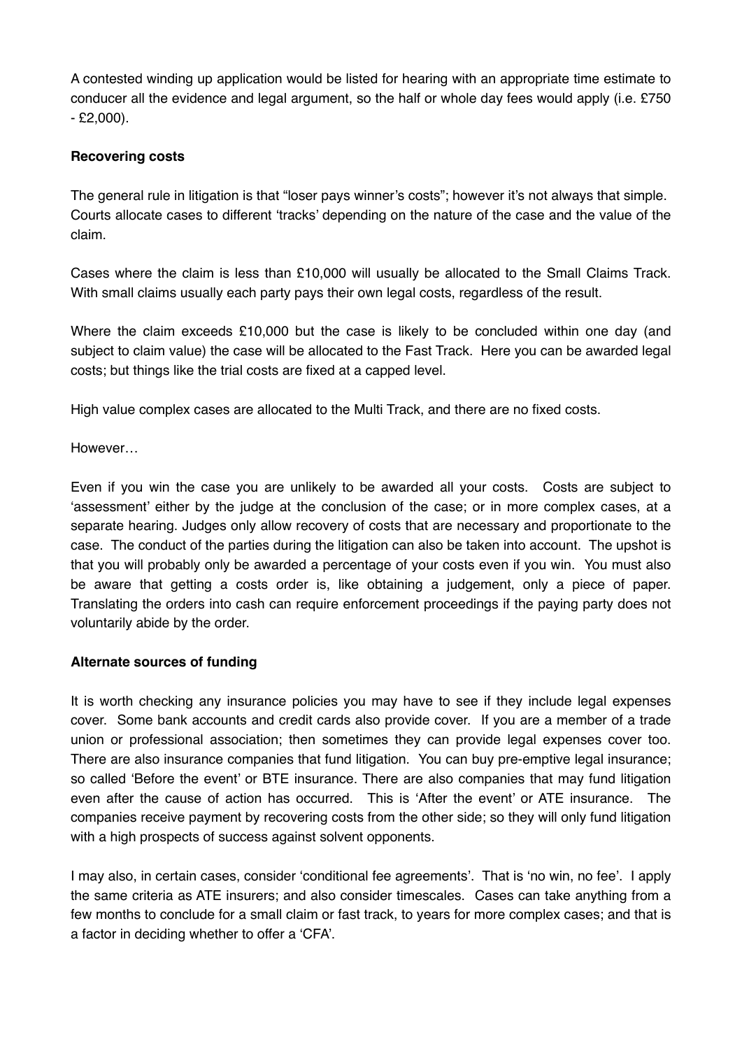A contested winding up application would be listed for hearing with an appropriate time estimate to conducer all the evidence and legal argument, so the half or whole day fees would apply (i.e. £750 - £2,000).

**Recovering costs**

The general rule in litigation is that "loser pays winner's costs"; however it's not always that simple. Courts allocate cases to different 'tracks' depending on the nature of the case and the value of the claim.

Cases where the claim is less than £10,000 will usually be allocated to the Small Claims Track. With small claims usually each party pays their own legal costs, regardless of the result.

Where the claim exceeds £10,000 but the case is likely to be concluded within one day (and subject to claim value) the case will be allocated to the Fast Track. Here you can be awarded legal costs; but things like the trial costs are fixed at a capped level.

High value complex cases are allocated to the Multi Track, and there are no fixed costs.

However…

Even if you win the case you are unlikely to be awarded all your costs. Costs are subject to 'assessment' either by the judge at the conclusion of the case; or in more complex cases, at a separate hearing. Judges only allow recovery of costs that are necessary and proportionate to the case. The conduct of the parties during the litigation can also be taken into account. The upshot is that you will probably only be awarded a percentage of your costs even if you win. You must also be aware that getting a costs order is, like obtaining a judgement, only a piece of paper. Translating the orders into cash can require enforcement proceedings if the paying party does not voluntarily abide by the order.

**Alternate sources of funding**

It is worth checking any insurance policies you may have to see if they include legal expenses cover. Some bank accounts and credit cards also provide cover. If you are a member of a trade union or professional association; then sometimes they can provide legal expenses cover too. There are also insurance companies that fund litigation. You can buy pre-emptive legal insurance; so called 'Before the event' or BTE insurance. There are also companies that may fund litigation even after the cause of action has occurred. This is 'After the event' or ATE insurance. The companies receive payment by recovering costs from the other side; so they will only fund litigation with a high prospects of success against solvent opponents.

I may also, in certain cases, consider 'conditional fee agreements'. That is 'no win, no fee'. I apply the same criteria as ATE insurers; and also consider timescales. Cases can take anything from a few months to conclude for a small claim or fast track, to years for more complex cases; and that is a factor in deciding whether to offer a 'CFA'.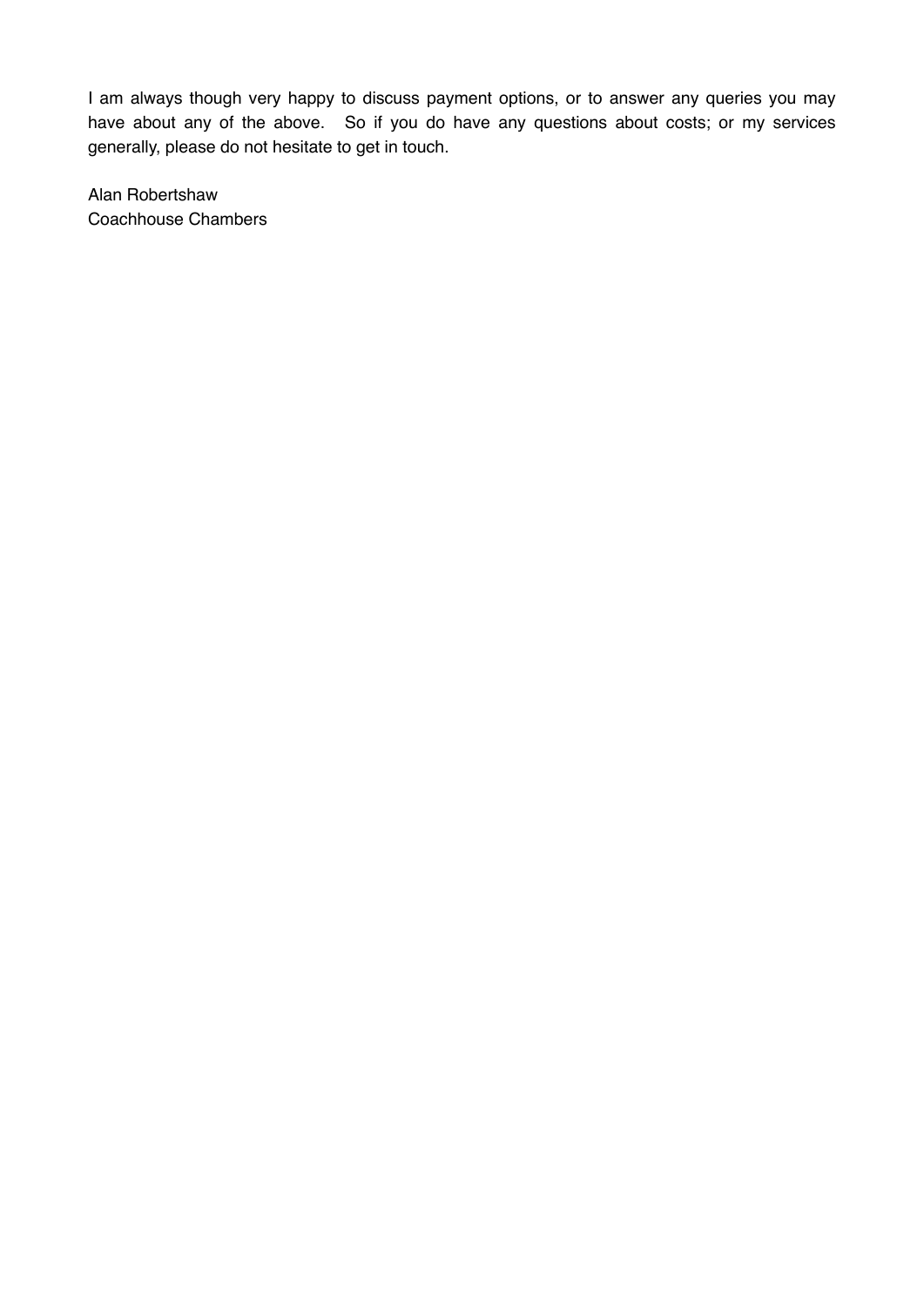I am always though very happy to discuss payment options, or to answer any queries you may have about any of the above.  So if you do have any questions about costs; or my services generally, please do not hesitate to get in touch.

Alan Robertshaw
Coachhouse Chambers